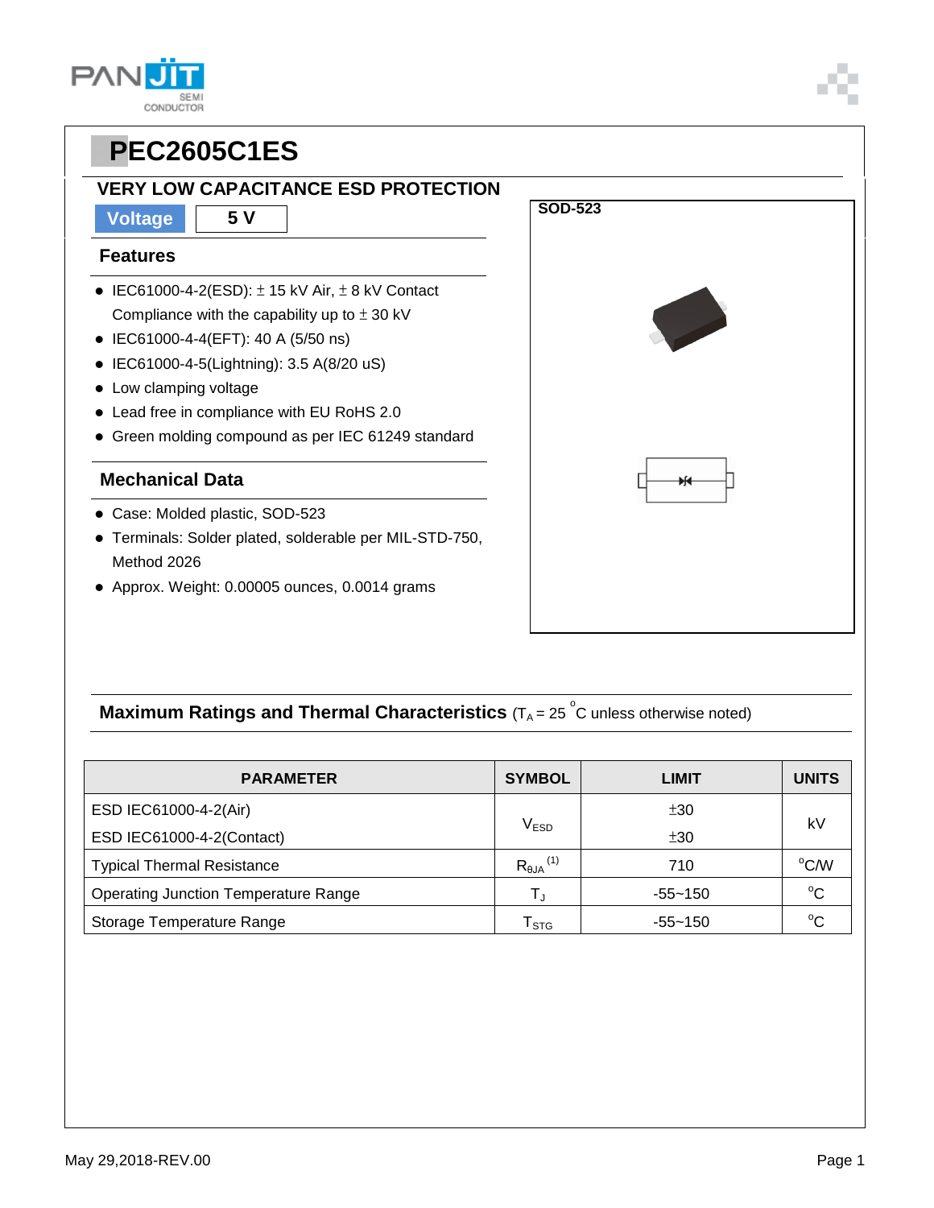# PEC2605C1ES

## VERY LOW CAPACITANCE ESD PROTECTION

| Voltage | 5 V |
|---|---|

### Features

- IEC61000-4-2(ESD): ± 15 kV Air, ± 8 kV Contact Compliance with the capability up to ± 30 kV
- IEC61000-4-4(EFT): 40 A (5/50 ns)
- IEC61000-4-5(Lightning): 3.5 A(8/20 uS)
- Low clamping voltage
- Lead free in compliance with EU RoHS 2.0
- Green molding compound as per IEC 61249 standard

### Mechanical Data

- Case: Molded plastic, SOD-523
- Terminals: Solder plated, solderable per MIL-STD-750, Method 2026
- Approx. Weight: 0.00005 ounces, 0.0014 grams

SOD-523

### Maximum Ratings and Thermal Characteristics ($T_A = 25\ ^oC$ unless otherwise noted)

| PARAMETER | SYMBOL | LIMIT | UNITS |
|---|---|---|---|
| ESD IEC61000-4-2(Air) | $V_{ESD}$ | ±30 | kV |
| ESD IEC61000-4-2(Contact) | | ±30 | |
| Typical Thermal Resistance | $R_{\theta JA}$ (1) | 710 | $^oC/W$ |
| Operating Junction Temperature Range | $T_J$ | -55~150 | $^oC$ |
| Storage Temperature Range | $T_{STG}$ | -55~150 | $^oC$ |

May 29,2018-REV.00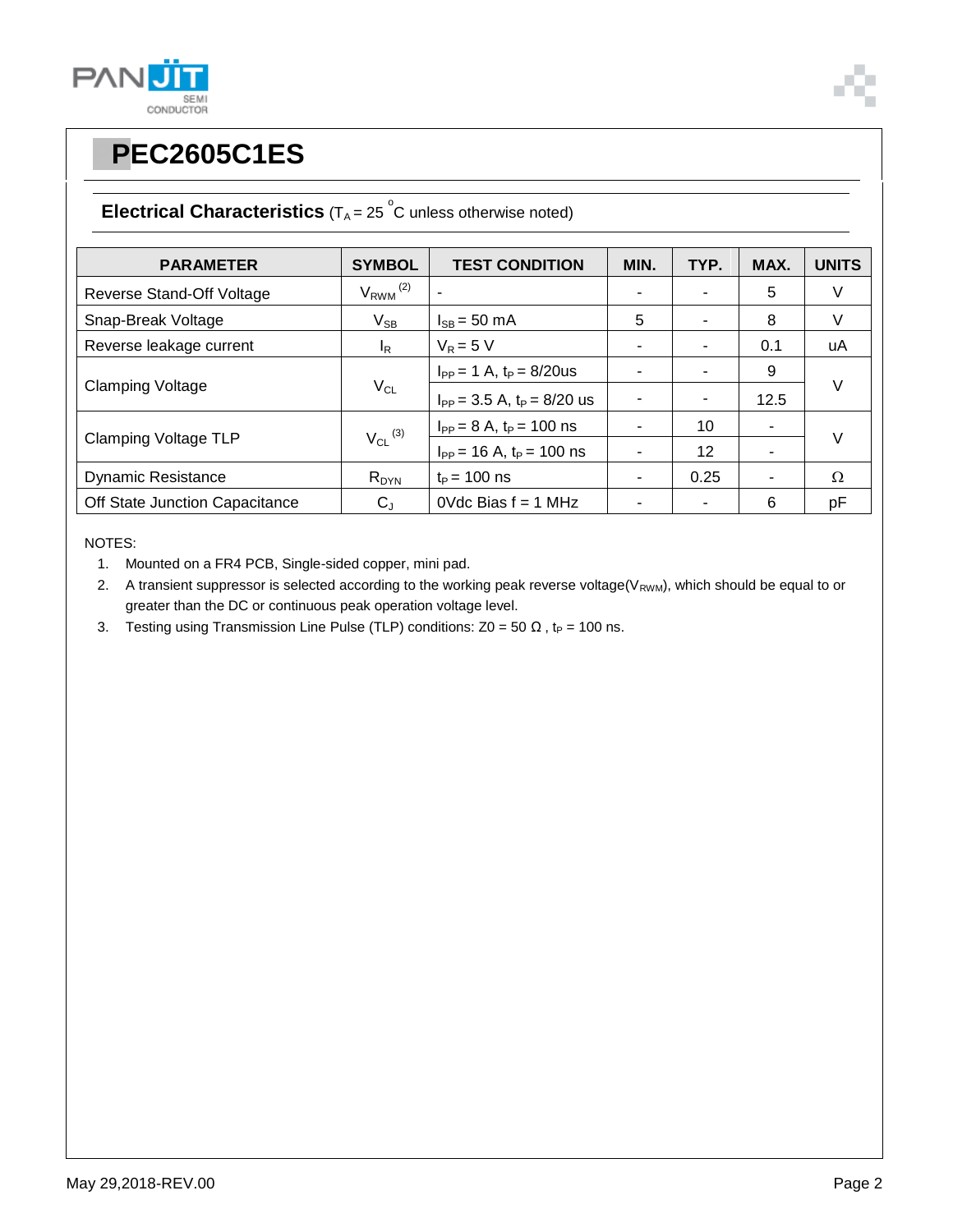# PEC2605C1ES

## Electrical Characteristics ($T_A$ = 25 °C unless otherwise noted)

| PARAMETER | SYMBOL | TEST CONDITION | MIN. | TYP. | MAX. | UNITS |
|---|---|---|---|---|---|---|
| Reverse Stand-Off Voltage | $V_{RWM}$ (2) | - | - | - | 5 | V |
| Snap-Break Voltage | $V_{SB}$ | $I_{SB}$ = 50 mA | 5 | - | 8 | V |
| Reverse leakage current | $I_R$ | $V_R$ = 5 V | - | - | 0.1 | uA |
| Clamping Voltage | $V_{CL}$ | $I_{PP}$ = 1 A, $t_P$ = 8/20us | - | - | 9 | V |
| | | $I_{PP}$ = 3.5 A, $t_P$ = 8/20 us | - | - | 12.5 | |
| Clamping Voltage TLP | $V_{CL}$ (3) | $I_{PP}$ = 8 A, $t_P$ = 100 ns | - | 10 | - | V |
| | | $I_{PP}$ = 16 A, $t_P$ = 100 ns | - | 12 | - | |
| Dynamic Resistance | $R_{DYN}$ | $t_P$ = 100 ns | - | 0.25 | - | Ω |
| Off State Junction Capacitance | $C_J$ | 0Vdc Bias f = 1 MHz | - | - | 6 | pF |

NOTES:

1. Mounted on a FR4 PCB, Single-sided copper, mini pad.
2. A transient suppressor is selected according to the working peak reverse voltage($V_{RWM}$), which should be equal to or greater than the DC or continuous peak operation voltage level.
3. Testing using Transmission Line Pulse (TLP) conditions: Z0 = 50 Ω , $t_P$ = 100 ns.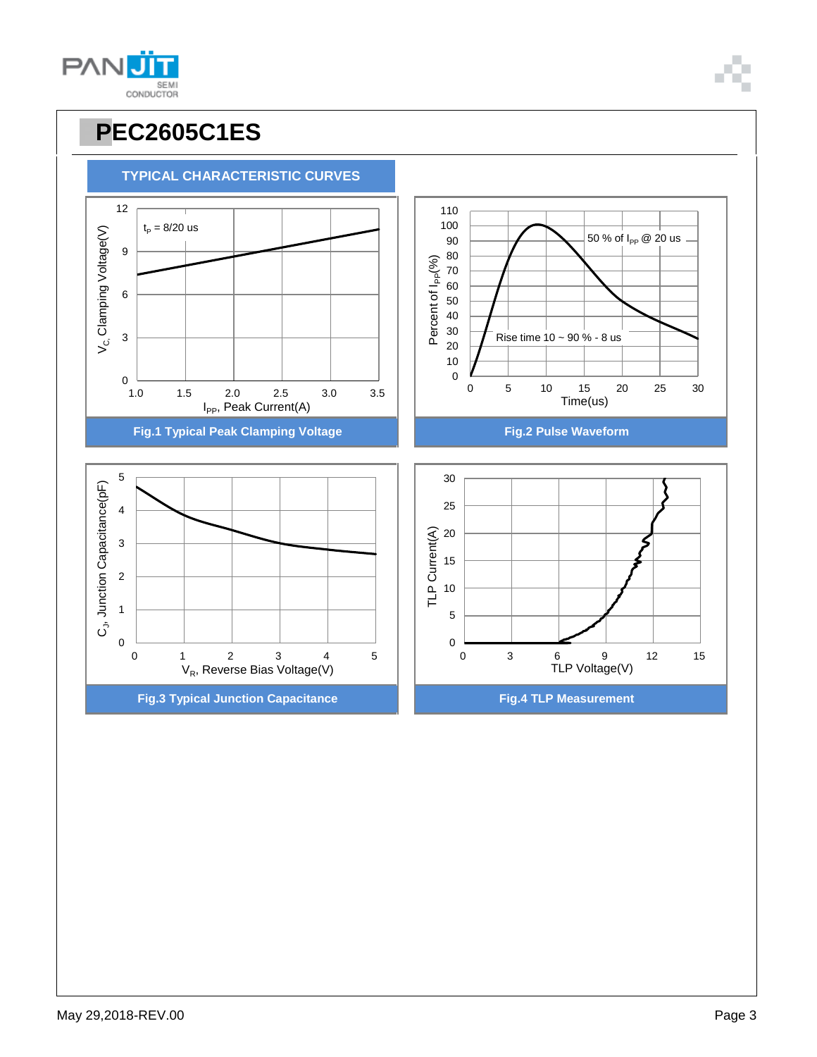# PEC2605C1ES

## TYPICAL CHARACTERISTIC CURVES

Fig.1 Typical Peak Clamping Voltage

Fig.2 Pulse Waveform

Fig.3 Typical Junction Capacitance

Fig.4 TLP Measurement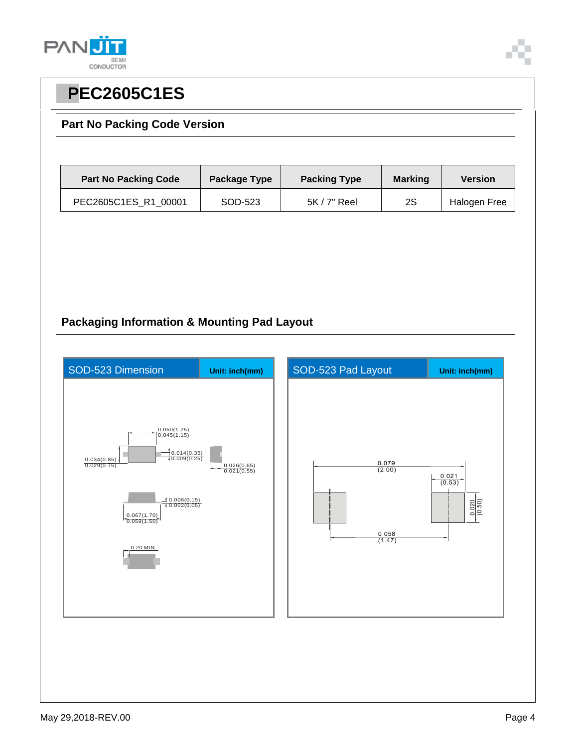# PEC2605C1ES

## Part No Packing Code Version

| Part No Packing Code | Package Type | Packing Type | Marking | Version |
|---|---|---|---|---|
| PEC2605C1ES_R1_00001 | SOD-523 | 5K / 7" Reel | 2S | Halogen Free |

## Packaging Information & Mounting Pad Layout

**SOD-523 Dimension** — Unit: inch(mm)

0.050(1.25)
0.045(1.15)

0.014(0.35)
0.009(0.25)

0.034(0.85)
0.029(0.75)

0.026(0.65)
0.021(0.55)

0.006(0.15)
0.002(0.05)

0.067(1.70)
0.059(1.50)

0.20 MIN.

**SOD-523 Pad Layout** — Unit: inch(mm)

0.079
(2.00)

0.021
(0.53)

0.020
(0.50)

0.058
(1.47)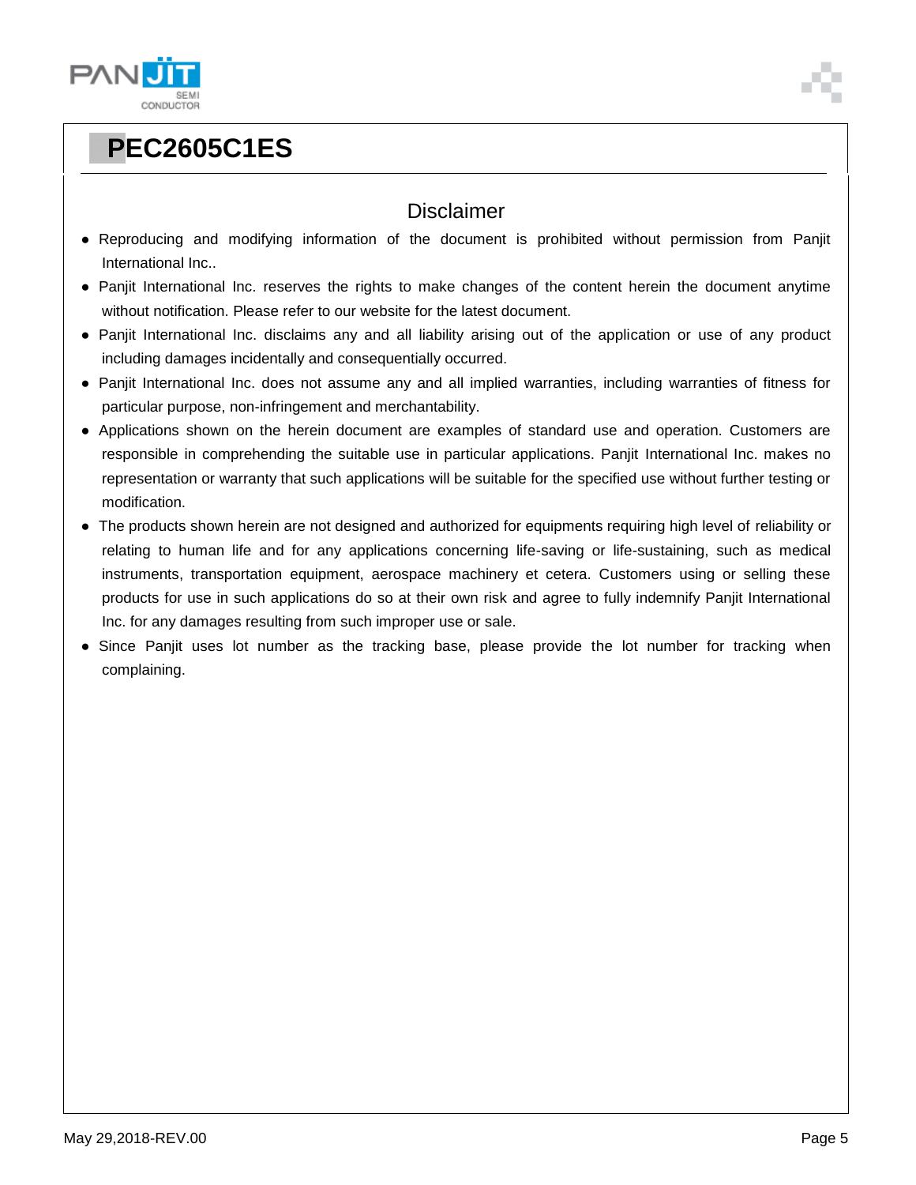# PEC2605C1ES

## Disclaimer

- Reproducing and modifying information of the document is prohibited without permission from Panjit International Inc..
- Panjit International Inc. reserves the rights to make changes of the content herein the document anytime without notification. Please refer to our website for the latest document.
- Panjit International Inc. disclaims any and all liability arising out of the application or use of any product including damages incidentally and consequentially occurred.
- Panjit International Inc. does not assume any and all implied warranties, including warranties of fitness for particular purpose, non-infringement and merchantability.
- Applications shown on the herein document are examples of standard use and operation. Customers are responsible in comprehending the suitable use in particular applications. Panjit International Inc. makes no representation or warranty that such applications will be suitable for the specified use without further testing or modification.
- The products shown herein are not designed and authorized for equipments requiring high level of reliability or relating to human life and for any applications concerning life-saving or life-sustaining, such as medical instruments, transportation equipment, aerospace machinery et cetera. Customers using or selling these products for use in such applications do so at their own risk and agree to fully indemnify Panjit International Inc. for any damages resulting from such improper use or sale.
- Since Panjit uses lot number as the tracking base, please provide the lot number for tracking when complaining.

May 29,2018-REV.00